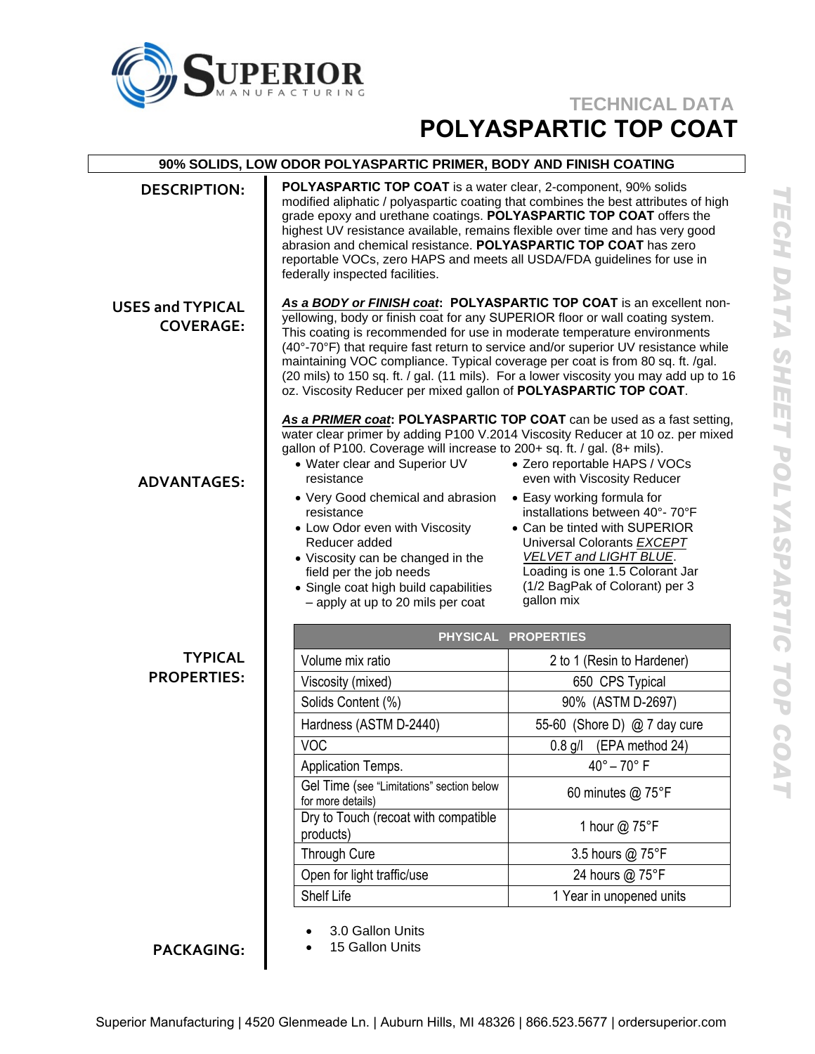# Superior Manufacturing

## TECHNICAL DATA

# POLYASPARTIC TOP COAT

**90% SOLIDS, LOW ODOR POLYASPARTIC PRIMER, BODY AND FINISH COATING**

## DESCRIPTION:

**POLYASPARTIC TOP COAT** is a water clear, 2-component, 90% solids modified aliphatic / polyaspartic coating that combines the best attributes of high grade epoxy and urethane coatings. **POLYASPARTIC TOP COAT** offers the highest UV resistance available, remains flexible over time and has very good abrasion and chemical resistance. **POLYASPARTIC TOP COAT** has zero reportable VOCs, zero HAPS and meets all USDA/FDA guidelines for use in federally inspected facilities.

## USES and TYPICAL COVERAGE:

***As a BODY or FINISH coat*:** **POLYASPARTIC TOP COAT** is an excellent non-yellowing, body or finish coat for any SUPERIOR floor or wall coating system. This coating is recommended for use in moderate temperature environments (40°-70°F) that require fast return to service and/or superior UV resistance while maintaining VOC compliance. Typical coverage per coat is from 80 sq. ft. /gal. (20 mils) to 150 sq. ft. / gal. (11 mils). For a lower viscosity you may add up to 16 oz. Viscosity Reducer per mixed gallon of **POLYASPARTIC TOP COAT**.

***As a PRIMER coat*:** **POLYASPARTIC TOP COAT** can be used as a fast setting, water clear primer by adding P100 V.2014 Viscosity Reducer at 10 oz. per mixed gallon of P100. Coverage will increase to 200+ sq. ft. / gal. (8+ mils).

## ADVANTAGES:

- Water clear and Superior UV resistance
- Very Good chemical and abrasion resistance
- Low Odor even with Viscosity Reducer added
- Viscosity can be changed in the field per the job needs
- Single coat high build capabilities – apply at up to 20 mils per coat
- Zero reportable HAPS / VOCs even with Viscosity Reducer
- Easy working formula for installations between 40°- 70°F
- Can be tinted with SUPERIOR Universal Colorants *EXCEPT VELVET and LIGHT BLUE*. Loading is one 1.5 Colorant Jar (1/2 BagPak of Colorant) per 3 gallon mix

## TYPICAL PROPERTIES:

| PHYSICAL PROPERTIES | |
|---|---|
| Volume mix ratio | 2 to 1 (Resin to Hardener) |
| Viscosity (mixed) | 650 CPS Typical |
| Solids Content (%) | 90% (ASTM D-2697) |
| Hardness (ASTM D-2440) | 55-60 (Shore D) @ 7 day cure |
| VOC | 0.8 g/l (EPA method 24) |
| Application Temps. | 40° – 70° F |
| Gel Time (see "Limitations" section below for more details) | 60 minutes @ 75°F |
| Dry to Touch (recoat with compatible products) | 1 hour @ 75°F |
| Through Cure | 3.5 hours @ 75°F |
| Open for light traffic/use | 24 hours @ 75°F |
| Shelf Life | 1 Year in unopened units |

## PACKAGING:

- 3.0 Gallon Units
- 15 Gallon Units

Superior Manufacturing | 4520 Glenmeade Ln. | Auburn Hills, MI 48326 | 866.523.5677 | ordersuperior.com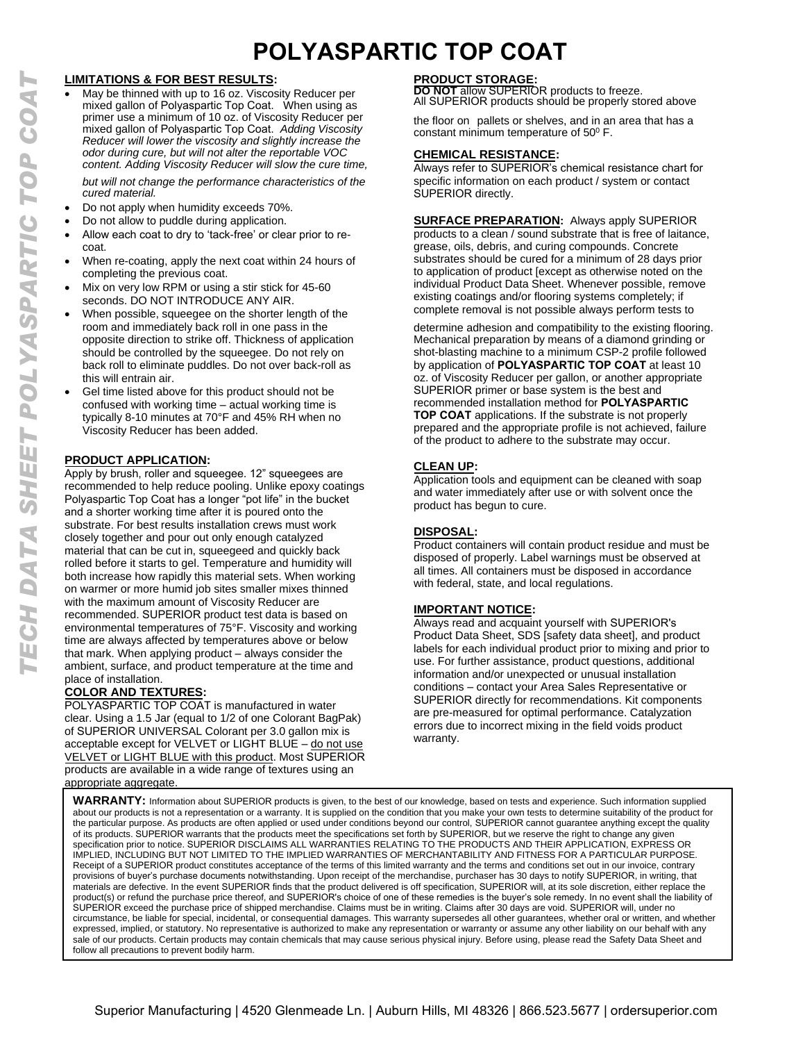# POLYASPARTIC TOP COAT

## LIMITATIONS & FOR BEST RESULTS:

- May be thinned with up to 16 oz. Viscosity Reducer per mixed gallon of Polyaspartic Top Coat. When using as primer use a minimum of 10 oz. of Viscosity Reducer per mixed gallon of Polyaspartic Top Coat. *Adding Viscosity Reducer will lower the viscosity and slightly increase the odor during cure, but will not alter the reportable VOC content. Adding Viscosity Reducer will slow the cure time, but will not change the performance characteristics of the cured material.*
- Do not apply when humidity exceeds 70%.
- Do not allow to puddle during application.
- Allow each coat to dry to 'tack-free' or clear prior to re-coat.
- When re-coating, apply the next coat within 24 hours of completing the previous coat.
- Mix on very low RPM or using a stir stick for 45-60 seconds. DO NOT INTRODUCE ANY AIR.
- When possible, squeegee on the shorter length of the room and immediately back roll in one pass in the opposite direction to strike off. Thickness of application should be controlled by the squeegee. Do not rely on back roll to eliminate puddles. Do not over back-roll as this will entrain air.
- Gel time listed above for this product should not be confused with working time – actual working time is typically 8-10 minutes at 70°F and 45% RH when no Viscosity Reducer has been added.

## PRODUCT APPLICATION:

Apply by brush, roller and squeegee. 12" squeegees are recommended to help reduce pooling. Unlike epoxy coatings Polyaspartic Top Coat has a longer "pot life" in the bucket and a shorter working time after it is poured onto the substrate. For best results installation crews must work closely together and pour out only enough catalyzed material that can be cut in, squeegeed and quickly back rolled before it starts to gel. Temperature and humidity will both increase how rapidly this material sets. When working on warmer or more humid job sites smaller mixes thinned with the maximum amount of Viscosity Reducer are recommended. SUPERIOR product test data is based on environmental temperatures of 75°F. Viscosity and working time are always affected by temperatures above or below that mark. When applying product – always consider the ambient, surface, and product temperature at the time and place of installation.

## COLOR AND TEXTURES:

POLYASPARTIC TOP COAT is manufactured in water clear. Using a 1.5 Jar (equal to 1/2 of one Colorant BagPak) of SUPERIOR UNIVERSAL Colorant per 3.0 gallon mix is acceptable except for VELVET or LIGHT BLUE – do not use VELVET or LIGHT BLUE with this product. Most SUPERIOR products are available in a wide range of textures using an appropriate aggregate.

## PRODUCT STORAGE:

**DO NOT** allow SUPERIOR products to freeze. All SUPERIOR products should be properly stored above the floor on pallets or shelves, and in an area that has a constant minimum temperature of 50° F.

## CHEMICAL RESISTANCE:

Always refer to SUPERIOR's chemical resistance chart for specific information on each product / system or contact SUPERIOR directly.

## SURFACE PREPARATION:

Always apply SUPERIOR products to a clean / sound substrate that is free of laitance, grease, oils, debris, and curing compounds. Concrete substrates should be cured for a minimum of 28 days prior to application of product [except as otherwise noted on the individual Product Data Sheet. Whenever possible, remove existing coatings and/or flooring systems completely; if complete removal is not possible always perform tests to determine adhesion and compatibility to the existing flooring. Mechanical preparation by means of a diamond grinding or shot-blasting machine to a minimum CSP-2 profile followed by application of **POLYASPARTIC TOP COAT** at least 10 oz. of Viscosity Reducer per gallon, or another appropriate SUPERIOR primer or base system is the best and recommended installation method for **POLYASPARTIC TOP COAT** applications. If the substrate is not properly prepared and the appropriate profile is not achieved, failure of the product to adhere to the substrate may occur.

## CLEAN UP:

Application tools and equipment can be cleaned with soap and water immediately after use or with solvent once the product has begun to cure.

## DISPOSAL:

Product containers will contain product residue and must be disposed of properly. Label warnings must be observed at all times. All containers must be disposed in accordance with federal, state, and local regulations.

## IMPORTANT NOTICE:

Always read and acquaint yourself with SUPERIOR's Product Data Sheet, SDS [safety data sheet], and product labels for each individual product prior to mixing and prior to use. For further assistance, product questions, additional information and/or unexpected or unusual installation conditions – contact your Area Sales Representative or SUPERIOR directly for recommendations. Kit components are pre-measured for optimal performance. Catalyzation errors due to incorrect mixing in the field voids product warranty.

**WARRANTY:** Information about SUPERIOR products is given, to the best of our knowledge, based on tests and experience. Such information supplied about our products is not a representation or a warranty. It is supplied on the condition that you make your own tests to determine suitability of the product for the particular purpose. As products are often applied or used under conditions beyond our control, SUPERIOR cannot guarantee anything except the quality of its products. SUPERIOR warrants that the products meet the specifications set forth by SUPERIOR, but we reserve the right to change any given specification prior to notice. SUPERIOR DISCLAIMS ALL WARRANTIES RELATING TO THE PRODUCTS AND THEIR APPLICATION, EXPRESS OR IMPLIED, INCLUDING BUT NOT LIMITED TO THE IMPLIED WARRANTIES OF MERCHANTABILITY AND FITNESS FOR A PARTICULAR PURPOSE. Receipt of a SUPERIOR product constitutes acceptance of the terms of this limited warranty and the terms and conditions set out in our invoice, contrary provisions of buyer's purchase documents notwithstanding. Upon receipt of the merchandise, purchaser has 30 days to notify SUPERIOR, in writing, that materials are defective. In the event SUPERIOR finds that the product delivered is off specification, SUPERIOR will, at its sole discretion, either replace the product(s) or refund the purchase price thereof, and SUPERIOR's choice of one of these remedies is the buyer's sole remedy. In no event shall the liability of SUPERIOR exceed the purchase price of shipped merchandise. Claims must be in writing. Claims after 30 days are void. SUPERIOR will, under no circumstance, be liable for special, incidental, or consequential damages. This warranty supersedes all other guarantees, whether oral or written, and whether expressed, implied, or statutory. No representative is authorized to make any representation or warranty or assume any other liability on our behalf with any sale of our products. Certain products may contain chemicals that may cause serious physical injury. Before using, please read the Safety Data Sheet and follow all precautions to prevent bodily harm.

Superior Manufacturing | 4520 Glenmeade Ln. | Auburn Hills, MI 48326 | 866.523.5677 | ordersuperior.com